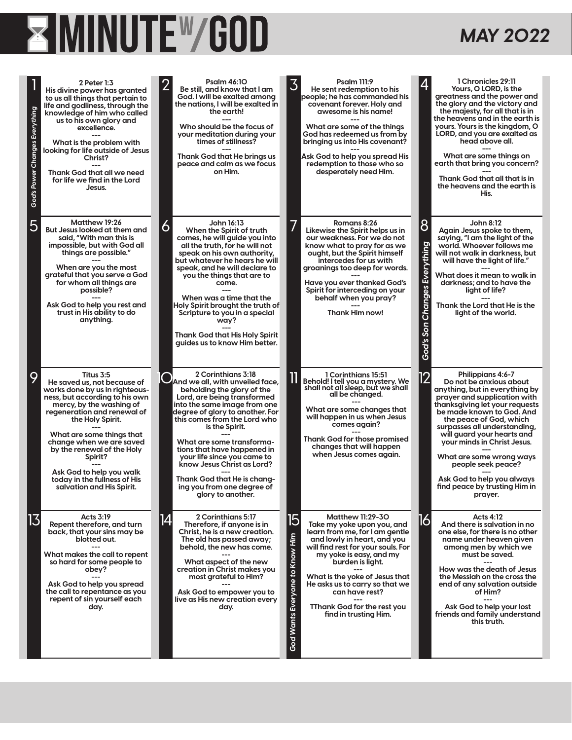# MINUTE W/GOD

## MAY 2022

### God's Power Changes Everything

**1**

**2 Peter 1:3**
His divine power has granted to us all things that pertain to life and godliness, through the knowledge of him who called us to his own glory and excellence.

---

What is the problem with looking for life outside of Jesus Christ?

---

Thank God that all we need for life we find in the Lord Jesus.

**2**

**Psalm 46:10**
Be still, and know that I am God. I will be exalted among the nations, I will be exalted in the earth!

---

Who should be the focus of your meditation during your times of stillness?

---

Thank God that He brings us peace and calm as we focus on Him.

**3**

**Psalm 111:9**
He sent redemption to his people; he has commanded his covenant forever. Holy and awesome is his name!

---

What are some of the things God has redeemed us from by bringing us into His covenant?

---

Ask God to help you spread His redemption to those who so desperately need Him.

**4**

**1 Chronicles 29:11**
Yours, O LORD, is the greatness and the power and the glory and the victory and the majesty, for all that is in the heavens and in the earth is yours. Yours is the kingdom, O LORD, and you are exalted as head above all.

---

What are some things on earth that bring you concern?

---

Thank God that all that is in the heavens and the earth is His.

**5**

**Matthew 19:26**
But Jesus looked at them and said, "With man this is impossible, but with God all things are possible."

---

When are you the most grateful that you serve a God for whom all things are possible?

---

Ask God to help you rest and trust in His ability to do anything.

**6**

**John 16:13**
When the Spirit of truth comes, he will guide you into all the truth, for he will not speak on his own authority, but whatever he hears he will speak, and he will declare to you the things that are to come.

---

When was a time that the Holy Spirit brought the truth of Scripture to you in a special way?

---

Thank God that His Holy Spirit guides us to know Him better.

**7**

**Romans 8:26**
Likewise the Spirit helps us in our weakness. For we do not know what to pray for as we ought, but the Spirit himself intercedes for us with groanings too deep for words.

---

Have you ever thanked God's Spirit for interceding on your behalf when you pray?

---

Thank Him now!

### God's Son Changes Everything

**8**

**John 8:12**
Again Jesus spoke to them, saying, "I am the light of the world. Whoever follows me will not walk in darkness, but will have the light of life."

---

What does it mean to walk in darkness; and to have the light of life?

---

Thank the Lord that He is the light of the world.

**9**

**Titus 3:5**
He saved us, not because of works done by us in righteousness, but according to his own mercy, by the washing of regeneration and renewal of the Holy Spirit.

---

What are some things that change when we are saved by the renewal of the Holy Spirit?

---

Ask God to help you walk today in the fullness of His salvation and His Spirit.

**10**

**2 Corinthians 3:18**
And we all, with unveiled face, beholding the glory of the Lord, are being transformed into the same image from one degree of glory to another. For this comes from the Lord who is the Spirit.

---

What are some transformations that have happened in your life since you came to know Jesus Christ as Lord?

---

Thank God that He is changing you from one degree of glory to another.

**11**

**1 Corinthians 15:51**
Behold! I tell you a mystery. We shall not all sleep, but we shall all be changed.

---

What are some changes that will happen in us when Jesus comes again?

---

Thank God for those promised changes that will happen when Jesus comes again.

**12**

**Philippians 4:6-7**
Do not be anxious about anything, but in everything by prayer and supplication with thanksgiving let your requests be made known to God. And the peace of God, which surpasses all understanding, will guard your hearts and your minds in Christ Jesus.

---

What are some wrong ways people seek peace?

---

Ask God to help you always find peace by trusting Him in prayer.

**13**

**Acts 3:19**
Repent therefore, and turn back, that your sins may be blotted out.

---

What makes the call to repent so hard for some people to obey?

---

Ask God to help you spread the call to repentance as you repent of sin yourself each day.

**14**

**2 Corinthians 5:17**
Therefore, if anyone is in Christ, he is a new creation. The old has passed away; behold, the new has come.

---

What aspect of the new creation in Christ makes you most grateful to Him?

---

Ask God to empower you to live as His new creation every day.

### God Wants Everyone to Know Him

**15**

**Matthew 11:29-30**
Take my yoke upon you, and learn from me, for I am gentle and lowly in heart, and you will find rest for your souls. For my yoke is easy, and my burden is light.

---

What is the yoke of Jesus that He asks us to carry so that we can have rest?

---

TThank God for the rest you find in trusting Him.

**16**

**Acts 4:12**
And there is salvation in no one else, for there is no other name under heaven given among men by which we must be saved.

---

How was the death of Jesus the Messiah on the cross the end of any salvation outside of Him?

---

Ask God to help your lost friends and family understand this truth.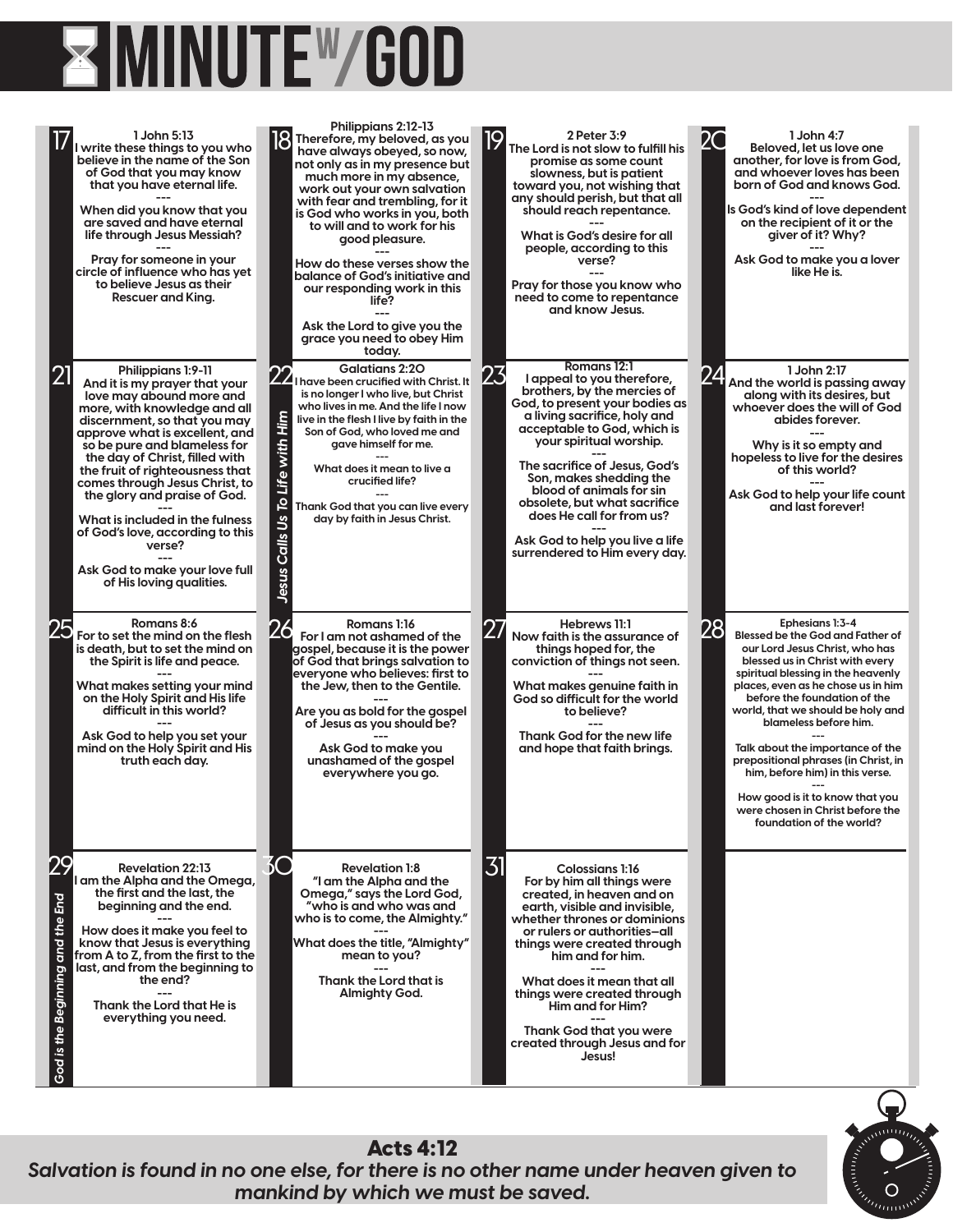# MINUTE W/GOD

**17**

**1 John 5:13**
I write these things to you who believe in the name of the Son of God that you may know that you have eternal life.

---

When did you know that you are saved and have eternal life through Jesus Messiah?

---

Pray for someone in your circle of influence who has yet to believe Jesus as their Rescuer and King.

**18**

**Philippians 2:12-13**
Therefore, my beloved, as you have always obeyed, so now, not only as in my presence but much more in my absence, work out your own salvation with fear and trembling, for it is God who works in you, both to will and to work for his good pleasure.

---

How do these verses show the balance of God's initiative and our responding work in this life?

---

Ask the Lord to give you the grace you need to obey Him today.

**19**

**2 Peter 3:9**
The Lord is not slow to fulfill his promise as some count slowness, but is patient toward you, not wishing that any should perish, but that all should reach repentance.

---

What is God's desire for all people, according to this verse?

---

Pray for those you know who need to come to repentance and know Jesus.

**20**

**1 John 4:7**
Beloved, let us love one another, for love is from God, and whoever loves has been born of God and knows God.

---

Is God's kind of love dependent on the recipient of it or the giver of it? Why?

---

Ask God to make you a lover like He is.

**21**

**Philippians 1:9-11**
And it is my prayer that your love may abound more and more, with knowledge and all discernment, so that you may approve what is excellent, and so be pure and blameless for the day of Christ, filled with the fruit of righteousness that comes through Jesus Christ, to the glory and praise of God.

---

What is included in the fulness of God's love, according to this verse?

---

Ask God to make your love full of His loving qualities.

**22**

*Jesus Calls Us To Life with Him*

**Galatians 2:20**
I have been crucified with Christ. It is no longer I who live, but Christ who lives in me. And the life I now live in the flesh I live by faith in the Son of God, who loved me and gave himself for me.

---

What does it mean to live a crucified life?

---

Thank God that you can live every day by faith in Jesus Christ.

**23**

**Romans 12:1**
I appeal to you therefore, brothers, by the mercies of God, to present your bodies as a living sacrifice, holy and acceptable to God, which is your spiritual worship.

---

The sacrifice of Jesus, God's Son, makes shedding the blood of animals for sin obsolete, but what sacrifice does He call for from us?

---

Ask God to help you live a life surrendered to Him every day.

**24**

**1 John 2:17**
And the world is passing away along with its desires, but whoever does the will of God abides forever.

---

Why is it so empty and hopeless to live for the desires of this world?

---

Ask God to help your life count and last forever!

**25**

**Romans 8:6**
For to set the mind on the flesh is death, but to set the mind on the Spirit is life and peace.

---

What makes setting your mind on the Holy Spirit and His life difficult in this world?

---

Ask God to help you set your mind on the Holy Spirit and His truth each day.

**26**

**Romans 1:16**
For I am not ashamed of the gospel, because it is the power of God that brings salvation to everyone who believes: first to the Jew, then to the Gentile.

---

Are you as bold for the gospel of Jesus as you should be?

---

Ask God to make you unashamed of the gospel everywhere you go.

**27**

**Hebrews 11:1**
Now faith is the assurance of things hoped for, the conviction of things not seen.

---

What makes genuine faith in God so difficult for the world to believe?

---

Thank God for the new life and hope that faith brings.

**28**

**Ephesians 1:3-4**
Blessed be the God and Father of our Lord Jesus Christ, who has blessed us in Christ with every spiritual blessing in the heavenly places, even as he chose us in him before the foundation of the world, that we should be holy and blameless before him.

---

Talk about the importance of the prepositional phrases (in Christ, in him, before him) in this verse.

---

How good is it to know that you were chosen in Christ before the foundation of the world?

**29**

*God is the Beginning and the End*

**Revelation 22:13**
I am the Alpha and the Omega, the first and the last, the beginning and the end.

---

How does it make you feel to know that Jesus is everything from A to Z, from the first to the last, and from the beginning to the end?

---

Thank the Lord that He is everything you need.

**30**

**Revelation 1:8**
"I am the Alpha and the Omega," says the Lord God, "who is and who was and who is to come, the Almighty."

---

What does the title, "Almighty" mean to you?

---

Thank the Lord that is Almighty God.

**31**

**Colossians 1:16**
For by him all things were created, in heaven and on earth, visible and invisible, whether thrones or dominions or rulers or authorities—all things were created through him and for him.

---

What does it mean that all things were created through Him and for Him?

---

Thank God that you were created through Jesus and for Jesus!

**Acts 4:12**

*Salvation is found in no one else, for there is no other name under heaven given to mankind by which we must be saved.*